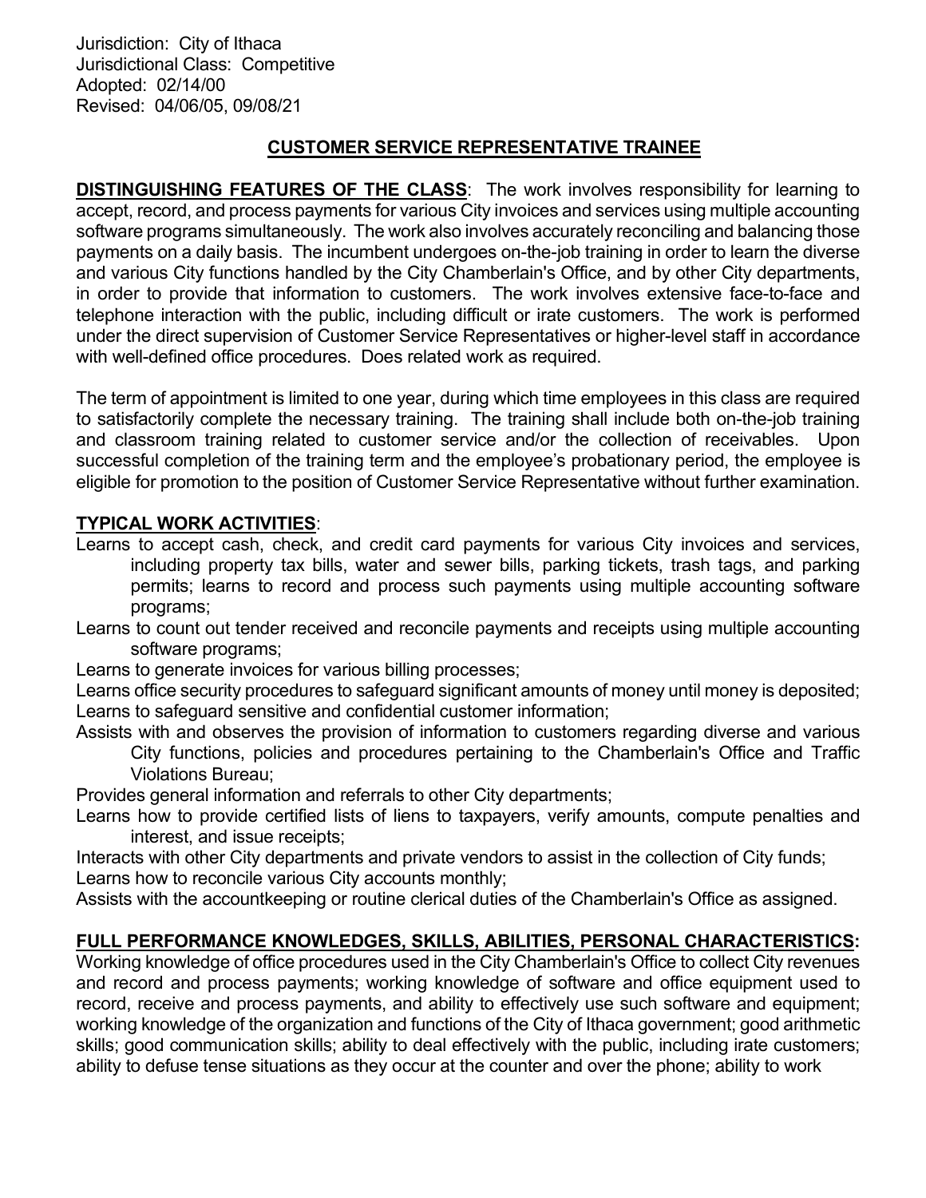Jurisdiction: City of Ithaca
Jurisdictional Class: Competitive
Adopted: 02/14/00
Revised: 04/06/05, 09/08/21

# CUSTOMER SERVICE REPRESENTATIVE TRAINEE

**DISTINGUISHING FEATURES OF THE CLASS**: The work involves responsibility for learning to accept, record, and process payments for various City invoices and services using multiple accounting software programs simultaneously. The work also involves accurately reconciling and balancing those payments on a daily basis. The incumbent undergoes on-the-job training in order to learn the diverse and various City functions handled by the City Chamberlain's Office, and by other City departments, in order to provide that information to customers. The work involves extensive face-to-face and telephone interaction with the public, including difficult or irate customers. The work is performed under the direct supervision of Customer Service Representatives or higher-level staff in accordance with well-defined office procedures. Does related work as required.

The term of appointment is limited to one year, during which time employees in this class are required to satisfactorily complete the necessary training. The training shall include both on-the-job training and classroom training related to customer service and/or the collection of receivables. Upon successful completion of the training term and the employee's probationary period, the employee is eligible for promotion to the position of Customer Service Representative without further examination.

**TYPICAL WORK ACTIVITIES**:

Learns to accept cash, check, and credit card payments for various City invoices and services, including property tax bills, water and sewer bills, parking tickets, trash tags, and parking permits; learns to record and process such payments using multiple accounting software programs;

Learns to count out tender received and reconcile payments and receipts using multiple accounting software programs;

Learns to generate invoices for various billing processes;

Learns office security procedures to safeguard significant amounts of money until money is deposited;

Learns to safeguard sensitive and confidential customer information;

Assists with and observes the provision of information to customers regarding diverse and various City functions, policies and procedures pertaining to the Chamberlain's Office and Traffic Violations Bureau;

Provides general information and referrals to other City departments;

Learns how to provide certified lists of liens to taxpayers, verify amounts, compute penalties and interest, and issue receipts;

Interacts with other City departments and private vendors to assist in the collection of City funds;

Learns how to reconcile various City accounts monthly;

Assists with the accountkeeping or routine clerical duties of the Chamberlain's Office as assigned.

**FULL PERFORMANCE KNOWLEDGES, SKILLS, ABILITIES, PERSONAL CHARACTERISTICS:**
Working knowledge of office procedures used in the City Chamberlain's Office to collect City revenues and record and process payments; working knowledge of software and office equipment used to record, receive and process payments, and ability to effectively use such software and equipment; working knowledge of the organization and functions of the City of Ithaca government; good arithmetic skills; good communication skills; ability to deal effectively with the public, including irate customers; ability to defuse tense situations as they occur at the counter and over the phone; ability to work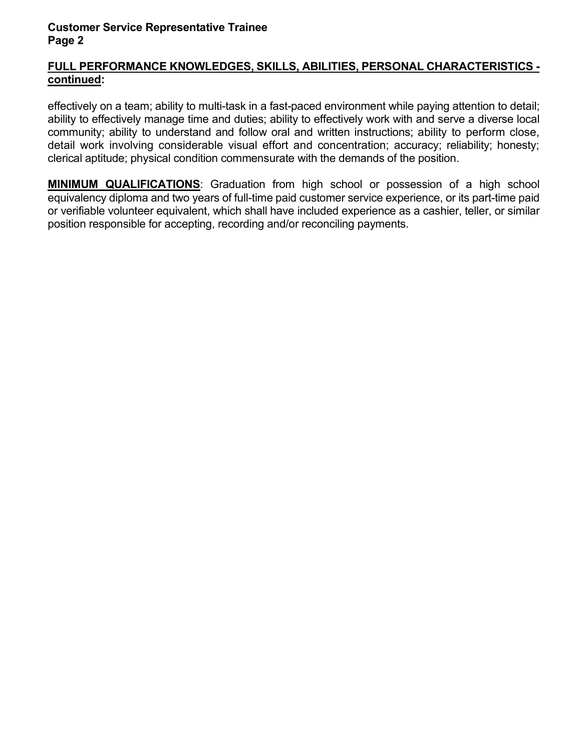**FULL PERFORMANCE KNOWLEDGES, SKILLS, ABILITIES, PERSONAL CHARACTERISTICS - continued:**

effectively on a team; ability to multi-task in a fast-paced environment while paying attention to detail; ability to effectively manage time and duties; ability to effectively work with and serve a diverse local community; ability to understand and follow oral and written instructions; ability to perform close, detail work involving considerable visual effort and concentration; accuracy; reliability; honesty; clerical aptitude; physical condition commensurate with the demands of the position.

**MINIMUM QUALIFICATIONS**: Graduation from high school or possession of a high school equivalency diploma and two years of full-time paid customer service experience, or its part-time paid or verifiable volunteer equivalent, which shall have included experience as a cashier, teller, or similar position responsible for accepting, recording and/or reconciling payments.